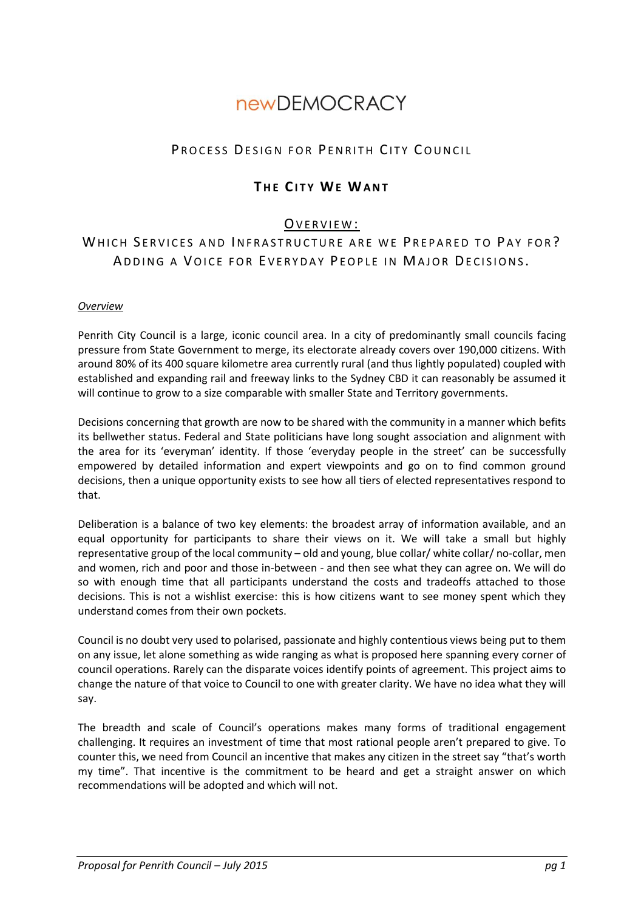# newDEMOCRACY

## Process Design for Penrith City Council

## **The City We Want**

### Overview:

### Which Services and Infrastructure are we Prepared to Pay for? Adding a Voice for Everyday People in Major Decisions.

*Overview*

Penrith City Council is a large, iconic council area. In a city of predominantly small councils facing pressure from State Government to merge, its electorate already covers over 190,000 citizens. With around 80% of its 400 square kilometre area currently rural (and thus lightly populated) coupled with established and expanding rail and freeway links to the Sydney CBD it can reasonably be assumed it will continue to grow to a size comparable with smaller State and Territory governments.

Decisions concerning that growth are now to be shared with the community in a manner which befits its bellwether status. Federal and State politicians have long sought association and alignment with the area for its 'everyman' identity. If those 'everyday people in the street' can be successfully empowered by detailed information and expert viewpoints and go on to find common ground decisions, then a unique opportunity exists to see how all tiers of elected representatives respond to that.

Deliberation is a balance of two key elements: the broadest array of information available, and an equal opportunity for participants to share their views on it. We will take a small but highly representative group of the local community – old and young, blue collar/ white collar/ no-collar, men and women, rich and poor and those in-between - and then see what they can agree on. We will do so with enough time that all participants understand the costs and tradeoffs attached to those decisions. This is not a wishlist exercise: this is how citizens want to see money spent which they understand comes from their own pockets.

Council is no doubt very used to polarised, passionate and highly contentious views being put to them on any issue, let alone something as wide ranging as what is proposed here spanning every corner of council operations. Rarely can the disparate voices identify points of agreement. This project aims to change the nature of that voice to Council to one with greater clarity. We have no idea what they will say.

The breadth and scale of Council's operations makes many forms of traditional engagement challenging. It requires an investment of time that most rational people aren't prepared to give. To counter this, we need from Council an incentive that makes any citizen in the street say "that's worth my time". That incentive is the commitment to be heard and get a straight answer on which recommendations will be adopted and which will not.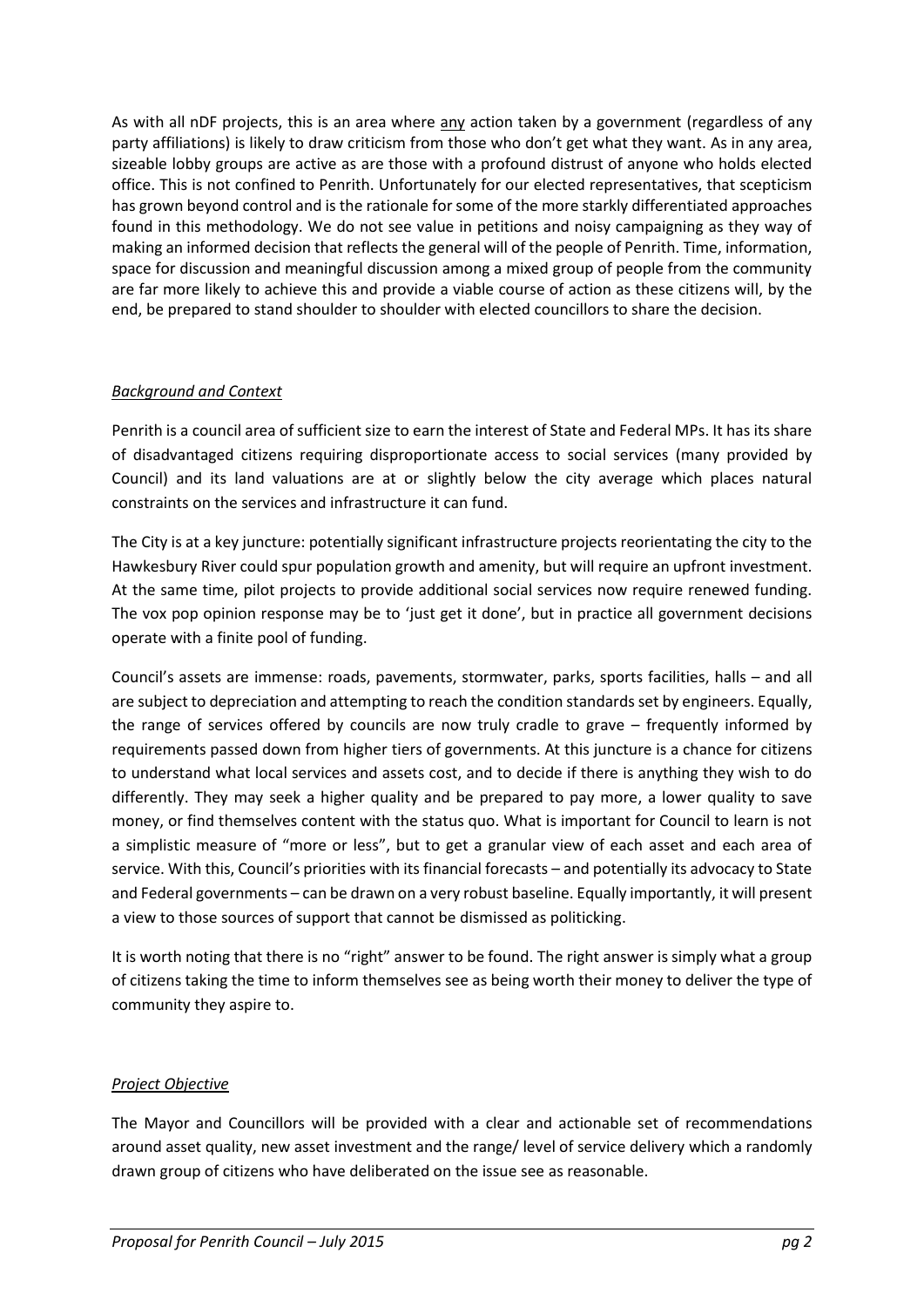As with all nDF projects, this is an area where <u>any</u> action taken by a government (regardless of any party affiliations) is likely to draw criticism from those who don't get what they want. As in any area, sizeable lobby groups are active as are those with a profound distrust of anyone who holds elected office. This is not confined to Penrith. Unfortunately for our elected representatives, that scepticism has grown beyond control and is the rationale for some of the more starkly differentiated approaches found in this methodology. We do not see value in petitions and noisy campaigning as they way of making an informed decision that reflects the general will of the people of Penrith. Time, information, space for discussion and meaningful discussion among a mixed group of people from the community are far more likely to achieve this and provide a viable course of action as these citizens will, by the end, be prepared to stand shoulder to shoulder with elected councillors to share the decision.

## *Background and Context*

Penrith is a council area of sufficient size to earn the interest of State and Federal MPs. It has its share of disadvantaged citizens requiring disproportionate access to social services (many provided by Council) and its land valuations are at or slightly below the city average which places natural constraints on the services and infrastructure it can fund.

The City is at a key juncture: potentially significant infrastructure projects reorientating the city to the Hawkesbury River could spur population growth and amenity, but will require an upfront investment. At the same time, pilot projects to provide additional social services now require renewed funding. The vox pop opinion response may be to 'just get it done', but in practice all government decisions operate with a finite pool of funding.

Council's assets are immense: roads, pavements, stormwater, parks, sports facilities, halls – and all are subject to depreciation and attempting to reach the condition standards set by engineers. Equally, the range of services offered by councils are now truly cradle to grave – frequently informed by requirements passed down from higher tiers of governments. At this juncture is a chance for citizens to understand what local services and assets cost, and to decide if there is anything they wish to do differently. They may seek a higher quality and be prepared to pay more, a lower quality to save money, or find themselves content with the status quo. What is important for Council to learn is not a simplistic measure of "more or less", but to get a granular view of each asset and each area of service. With this, Council's priorities with its financial forecasts – and potentially its advocacy to State and Federal governments – can be drawn on a very robust baseline. Equally importantly, it will present a view to those sources of support that cannot be dismissed as politicking.

It is worth noting that there is no "right" answer to be found. The right answer is simply what a group of citizens taking the time to inform themselves see as being worth their money to deliver the type of community they aspire to.

## *Project Objective*

The Mayor and Councillors will be provided with a clear and actionable set of recommendations around asset quality, new asset investment and the range/ level of service delivery which a randomly drawn group of citizens who have deliberated on the issue see as reasonable.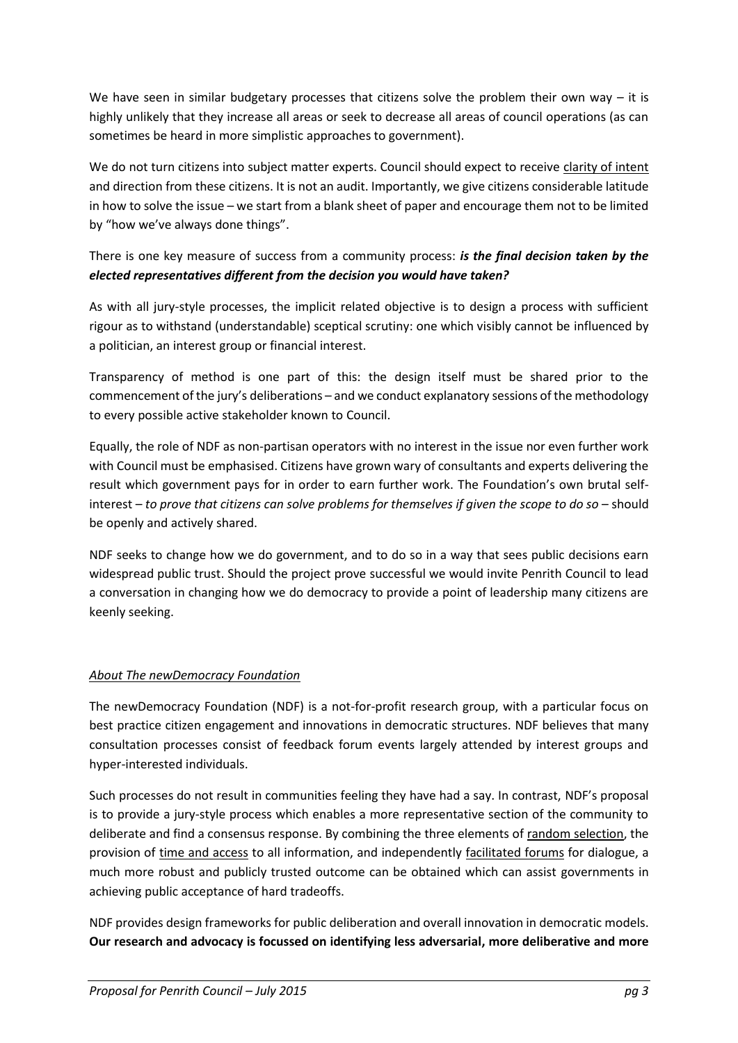We have seen in similar budgetary processes that citizens solve the problem their own way – it is highly unlikely that they increase all areas or seek to decrease all areas of council operations (as can sometimes be heard in more simplistic approaches to government).

We do not turn citizens into subject matter experts. Council should expect to receive clarity of intent and direction from these citizens. It is not an audit. Importantly, we give citizens considerable latitude in how to solve the issue – we start from a blank sheet of paper and encourage them not to be limited by "how we've always done things".

There is one key measure of success from a community process: ***is the final decision taken by the elected representatives different from the decision you would have taken?***

As with all jury-style processes, the implicit related objective is to design a process with sufficient rigour as to withstand (understandable) sceptical scrutiny: one which visibly cannot be influenced by a politician, an interest group or financial interest.

Transparency of method is one part of this: the design itself must be shared prior to the commencement of the jury's deliberations – and we conduct explanatory sessions of the methodology to every possible active stakeholder known to Council.

Equally, the role of NDF as non-partisan operators with no interest in the issue nor even further work with Council must be emphasised. Citizens have grown wary of consultants and experts delivering the result which government pays for in order to earn further work. The Foundation's own brutal self-interest – *to prove that citizens can solve problems for themselves if given the scope to do so* – should be openly and actively shared.

NDF seeks to change how we do government, and to do so in a way that sees public decisions earn widespread public trust. Should the project prove successful we would invite Penrith Council to lead a conversation in changing how we do democracy to provide a point of leadership many citizens are keenly seeking.

### *About The newDemocracy Foundation*

The newDemocracy Foundation (NDF) is a not-for-profit research group, with a particular focus on best practice citizen engagement and innovations in democratic structures. NDF believes that many consultation processes consist of feedback forum events largely attended by interest groups and hyper-interested individuals.

Such processes do not result in communities feeling they have had a say. In contrast, NDF's proposal is to provide a jury-style process which enables a more representative section of the community to deliberate and find a consensus response. By combining the three elements of random selection, the provision of time and access to all information, and independently facilitated forums for dialogue, a much more robust and publicly trusted outcome can be obtained which can assist governments in achieving public acceptance of hard tradeoffs.

NDF provides design frameworks for public deliberation and overall innovation in democratic models. **Our research and advocacy is focussed on identifying less adversarial, more deliberative and more**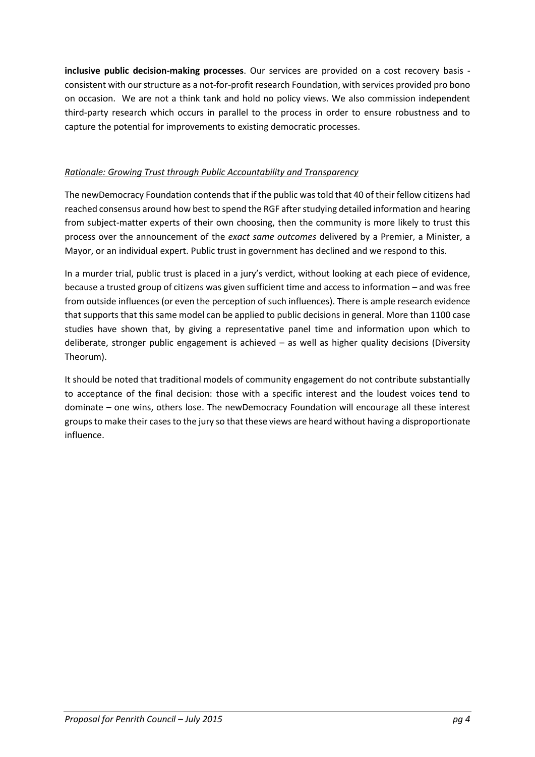**inclusive public decision-making processes**. Our services are provided on a cost recovery basis - consistent with our structure as a not-for-profit research Foundation, with services provided pro bono on occasion. We are not a think tank and hold no policy views. We also commission independent third-party research which occurs in parallel to the process in order to ensure robustness and to capture the potential for improvements to existing democratic processes.

*Rationale: Growing Trust through Public Accountability and Transparency*

The newDemocracy Foundation contends that if the public was told that 40 of their fellow citizens had reached consensus around how best to spend the RGF after studying detailed information and hearing from subject-matter experts of their own choosing, then the community is more likely to trust this process over the announcement of the *exact same outcomes* delivered by a Premier, a Minister, a Mayor, or an individual expert. Public trust in government has declined and we respond to this.

In a murder trial, public trust is placed in a jury's verdict, without looking at each piece of evidence, because a trusted group of citizens was given sufficient time and access to information – and was free from outside influences (or even the perception of such influences). There is ample research evidence that supports that this same model can be applied to public decisions in general. More than 1100 case studies have shown that, by giving a representative panel time and information upon which to deliberate, stronger public engagement is achieved – as well as higher quality decisions (Diversity Theorum).

It should be noted that traditional models of community engagement do not contribute substantially to acceptance of the final decision: those with a specific interest and the loudest voices tend to dominate – one wins, others lose. The newDemocracy Foundation will encourage all these interest groups to make their cases to the jury so that these views are heard without having a disproportionate influence.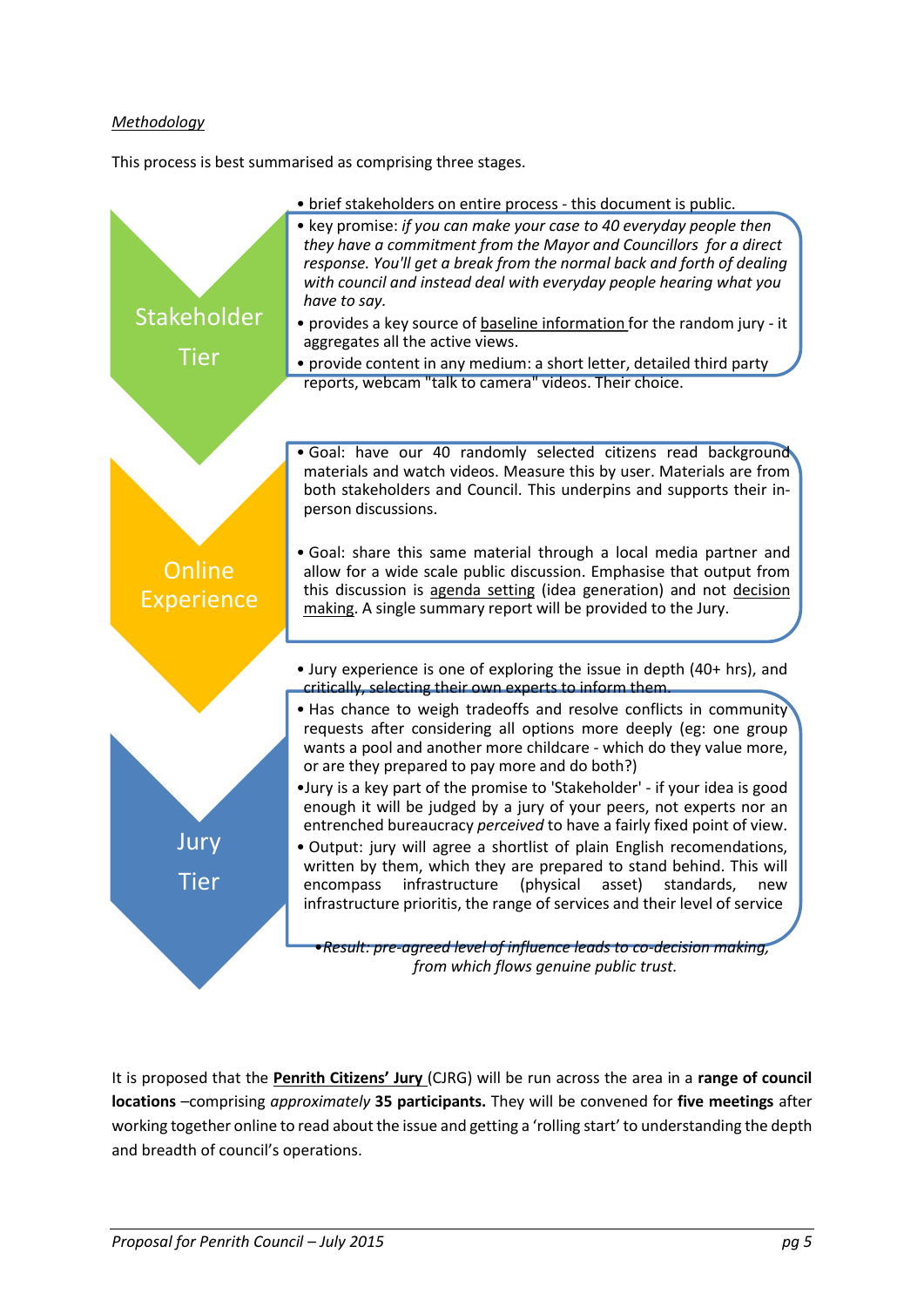*Methodology*

This process is best summarised as comprising three stages.

### Stakeholder Tier

- brief stakeholders on entire process - this document is public.
- key promise: *if you can make your case to 40 everyday people then they have a commitment from the Mayor and Councillors for a direct response. You'll get a break from the normal back and forth of dealing with council and instead deal with everyday people hearing what you have to say.*
- provides a key source of baseline information for the random jury - it aggregates all the active views.
- provide content in any medium: a short letter, detailed third party reports, webcam "talk to camera" videos. Their choice.

### Online Experience

- Goal: have our 40 randomly selected citizens read background materials and watch videos. Measure this by user. Materials are from both stakeholders and Council. This underpins and supports their in-person discussions.
- Goal: share this same material through a local media partner and allow for a wide scale public discussion. Emphasise that output from this discussion is agenda setting (idea generation) and not decision making. A single summary report will be provided to the Jury.

### Jury Tier

- Jury experience is one of exploring the issue in depth (40+ hrs), and critically, selecting their own experts to inform them.
- Has chance to weigh tradeoffs and resolve conflicts in community requests after considering all options more deeply (eg: one group wants a pool and another more childcare - which do they value more, or are they prepared to pay more and do both?)
- Jury is a key part of the promise to 'Stakeholder' - if your idea is good enough it will be judged by a jury of your peers, not experts nor an entrenched bureaucracy *perceived* to have a fairly fixed point of view.
- Output: jury will agree a shortlist of plain English recomendations, written by them, which they are prepared to stand behind. This will encompass infrastructure (physical asset) standards, new infrastructure prioritis, the range of services and their level of service

*•Result: pre-agreed level of influence leads to co-decision making, from which flows genuine public trust.*

It is proposed that the **Penrith Citizens' Jury** (CJRG) will be run across the area in a **range of council locations** –comprising *approximately* **35 participants.** They will be convened for **five meetings** after working together online to read about the issue and getting a 'rolling start' to understanding the depth and breadth of council's operations.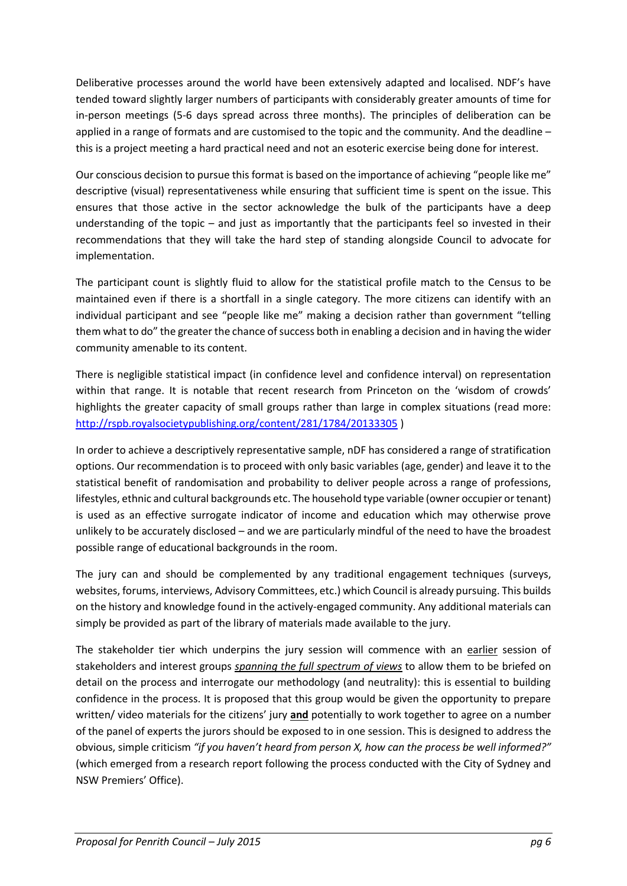Deliberative processes around the world have been extensively adapted and localised. NDF's have tended toward slightly larger numbers of participants with considerably greater amounts of time for in-person meetings (5-6 days spread across three months). The principles of deliberation can be applied in a range of formats and are customised to the topic and the community. And the deadline – this is a project meeting a hard practical need and not an esoteric exercise being done for interest.

Our conscious decision to pursue this format is based on the importance of achieving "people like me" descriptive (visual) representativeness while ensuring that sufficient time is spent on the issue. This ensures that those active in the sector acknowledge the bulk of the participants have a deep understanding of the topic – and just as importantly that the participants feel so invested in their recommendations that they will take the hard step of standing alongside Council to advocate for implementation.

The participant count is slightly fluid to allow for the statistical profile match to the Census to be maintained even if there is a shortfall in a single category. The more citizens can identify with an individual participant and see "people like me" making a decision rather than government "telling them what to do" the greater the chance of success both in enabling a decision and in having the wider community amenable to its content.

There is negligible statistical impact (in confidence level and confidence interval) on representation within that range. It is notable that recent research from Princeton on the 'wisdom of crowds' highlights the greater capacity of small groups rather than large in complex situations (read more: [http://rspb.royalsocietypublishing.org/content/281/1784/20133305](http://rspb.royalsocietypublishing.org/content/281/1784/20133305) )

In order to achieve a descriptively representative sample, nDF has considered a range of stratification options. Our recommendation is to proceed with only basic variables (age, gender) and leave it to the statistical benefit of randomisation and probability to deliver people across a range of professions, lifestyles, ethnic and cultural backgrounds etc. The household type variable (owner occupier or tenant) is used as an effective surrogate indicator of income and education which may otherwise prove unlikely to be accurately disclosed – and we are particularly mindful of the need to have the broadest possible range of educational backgrounds in the room.

The jury can and should be complemented by any traditional engagement techniques (surveys, websites, forums, interviews, Advisory Committees, etc.) which Council is already pursuing. This builds on the history and knowledge found in the actively-engaged community. Any additional materials can simply be provided as part of the library of materials made available to the jury.

The stakeholder tier which underpins the jury session will commence with an <u>earlier</u> session of stakeholders and interest groups <u>*spanning the full spectrum of views*</u> to allow them to be briefed on detail on the process and interrogate our methodology (and neutrality): this is essential to building confidence in the process. It is proposed that this group would be given the opportunity to prepare written/ video materials for the citizens' jury <u>**and**</u> potentially to work together to agree on a number of the panel of experts the jurors should be exposed to in one session. This is designed to address the obvious, simple criticism *"if you haven't heard from person X, how can the process be well informed?"* (which emerged from a research report following the process conducted with the City of Sydney and NSW Premiers' Office).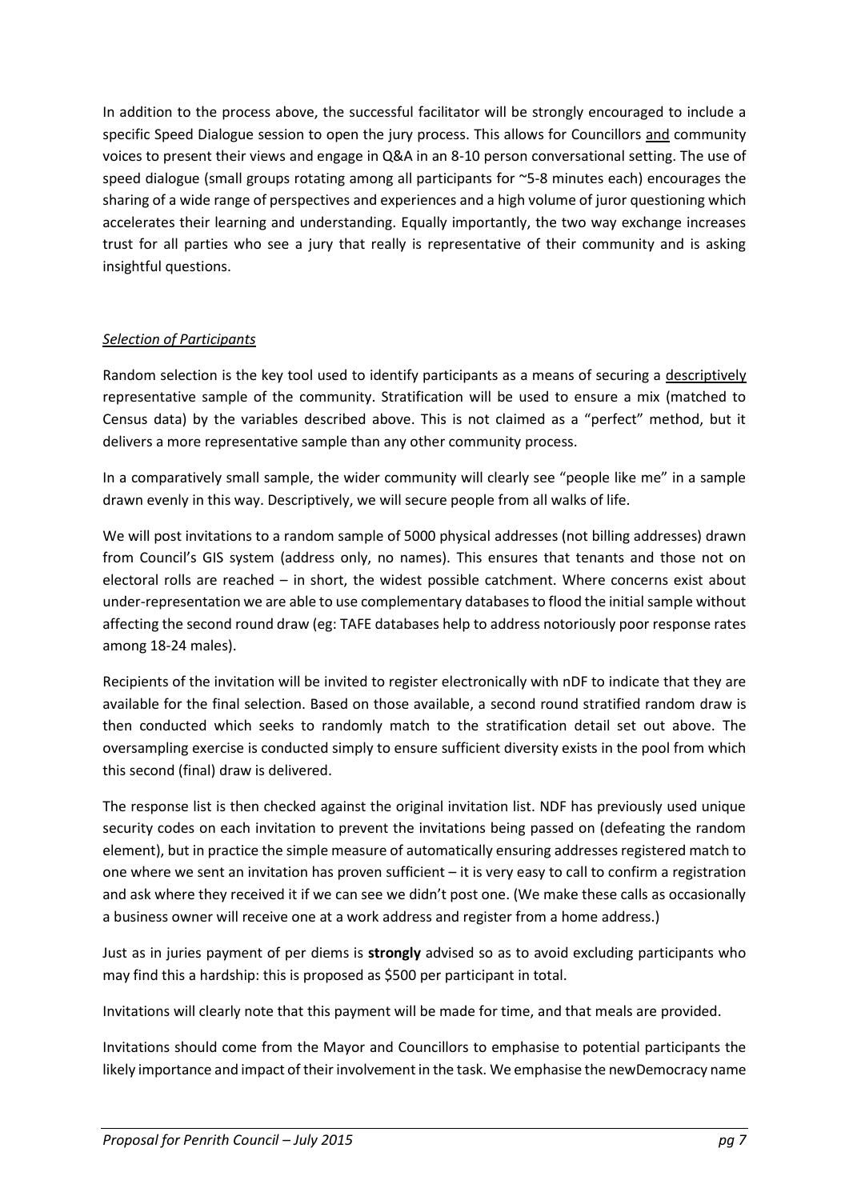In addition to the process above, the successful facilitator will be strongly encouraged to include a specific Speed Dialogue session to open the jury process. This allows for Councillors and community voices to present their views and engage in Q&A in an 8-10 person conversational setting. The use of speed dialogue (small groups rotating among all participants for ~5-8 minutes each) encourages the sharing of a wide range of perspectives and experiences and a high volume of juror questioning which accelerates their learning and understanding. Equally importantly, the two way exchange increases trust for all parties who see a jury that really is representative of their community and is asking insightful questions.

*Selection of Participants*

Random selection is the key tool used to identify participants as a means of securing a descriptively representative sample of the community. Stratification will be used to ensure a mix (matched to Census data) by the variables described above. This is not claimed as a "perfect" method, but it delivers a more representative sample than any other community process.

In a comparatively small sample, the wider community will clearly see "people like me" in a sample drawn evenly in this way. Descriptively, we will secure people from all walks of life.

We will post invitations to a random sample of 5000 physical addresses (not billing addresses) drawn from Council's GIS system (address only, no names). This ensures that tenants and those not on electoral rolls are reached – in short, the widest possible catchment. Where concerns exist about under-representation we are able to use complementary databases to flood the initial sample without affecting the second round draw (eg: TAFE databases help to address notoriously poor response rates among 18-24 males).

Recipients of the invitation will be invited to register electronically with nDF to indicate that they are available for the final selection. Based on those available, a second round stratified random draw is then conducted which seeks to randomly match to the stratification detail set out above. The oversampling exercise is conducted simply to ensure sufficient diversity exists in the pool from which this second (final) draw is delivered.

The response list is then checked against the original invitation list. NDF has previously used unique security codes on each invitation to prevent the invitations being passed on (defeating the random element), but in practice the simple measure of automatically ensuring addresses registered match to one where we sent an invitation has proven sufficient – it is very easy to call to confirm a registration and ask where they received it if we can see we didn't post one. (We make these calls as occasionally a business owner will receive one at a work address and register from a home address.)

Just as in juries payment of per diems is **strongly** advised so as to avoid excluding participants who may find this a hardship: this is proposed as $500 per participant in total.

Invitations will clearly note that this payment will be made for time, and that meals are provided.

Invitations should come from the Mayor and Councillors to emphasise to potential participants the likely importance and impact of their involvement in the task. We emphasise the newDemocracy name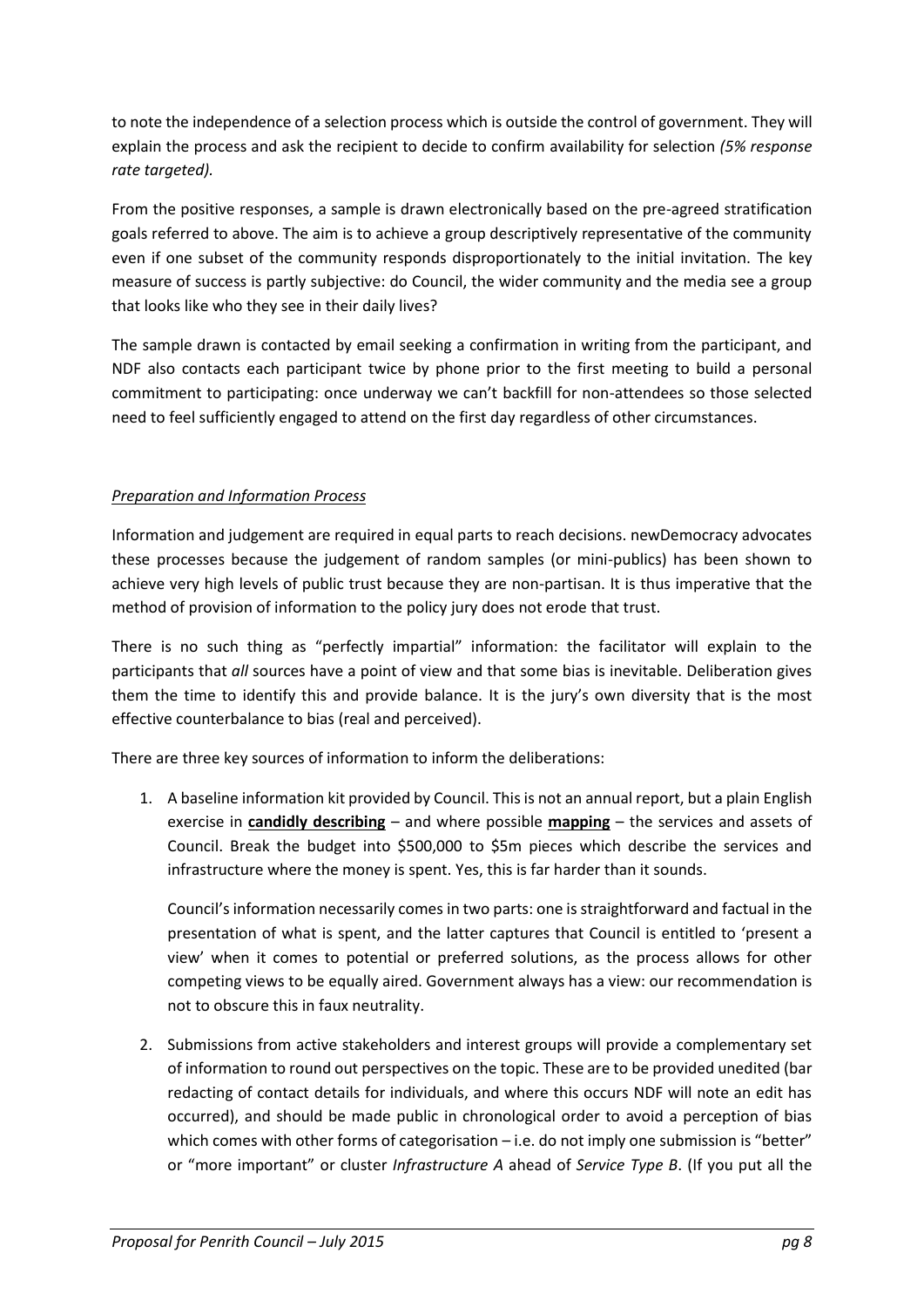to note the independence of a selection process which is outside the control of government. They will explain the process and ask the recipient to decide to confirm availability for selection *(5% response rate targeted).*

From the positive responses, a sample is drawn electronically based on the pre-agreed stratification goals referred to above. The aim is to achieve a group descriptively representative of the community even if one subset of the community responds disproportionately to the initial invitation. The key measure of success is partly subjective: do Council, the wider community and the media see a group that looks like who they see in their daily lives?

The sample drawn is contacted by email seeking a confirmation in writing from the participant, and NDF also contacts each participant twice by phone prior to the first meeting to build a personal commitment to participating: once underway we can't backfill for non-attendees so those selected need to feel sufficiently engaged to attend on the first day regardless of other circumstances.

*Preparation and Information Process*

Information and judgement are required in equal parts to reach decisions. newDemocracy advocates these processes because the judgement of random samples (or mini-publics) has been shown to achieve very high levels of public trust because they are non-partisan. It is thus imperative that the method of provision of information to the policy jury does not erode that trust.

There is no such thing as "perfectly impartial" information: the facilitator will explain to the participants that *all* sources have a point of view and that some bias is inevitable. Deliberation gives them the time to identify this and provide balance. It is the jury's own diversity that is the most effective counterbalance to bias (real and perceived).

There are three key sources of information to inform the deliberations:

1. A baseline information kit provided by Council. This is not an annual report, but a plain English exercise in **candidly describing** – and where possible **mapping** – the services and assets of Council. Break the budget into \$500,000 to \$5m pieces which describe the services and infrastructure where the money is spent. Yes, this is far harder than it sounds.

   Council's information necessarily comes in two parts: one is straightforward and factual in the presentation of what is spent, and the latter captures that Council is entitled to 'present a view' when it comes to potential or preferred solutions, as the process allows for other competing views to be equally aired. Government always has a view: our recommendation is not to obscure this in faux neutrality.

2. Submissions from active stakeholders and interest groups will provide a complementary set of information to round out perspectives on the topic. These are to be provided unedited (bar redacting of contact details for individuals, and where this occurs NDF will note an edit has occurred), and should be made public in chronological order to avoid a perception of bias which comes with other forms of categorisation – i.e. do not imply one submission is "better" or "more important" or cluster *Infrastructure A* ahead of *Service Type B*. (If you put all the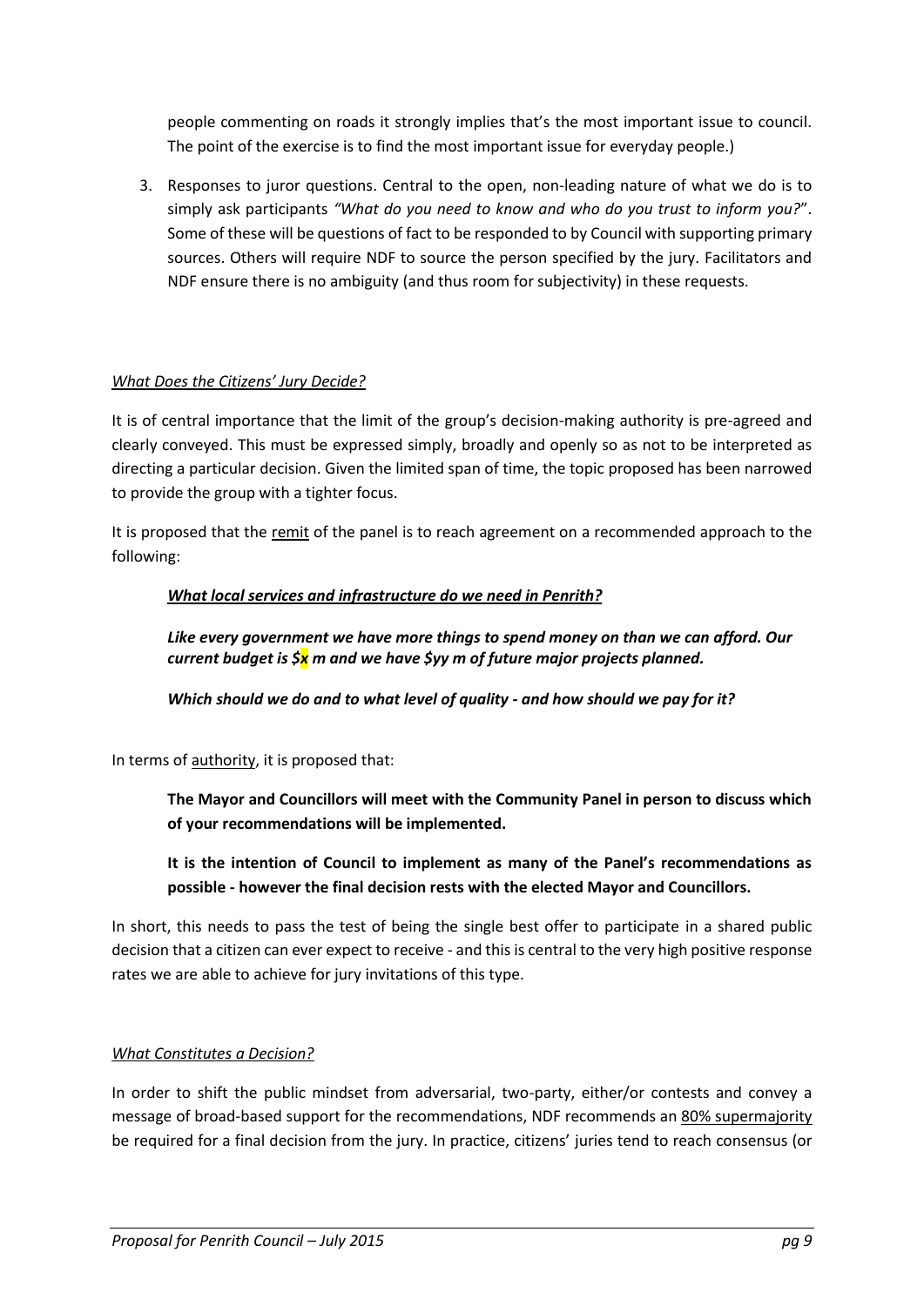people commenting on roads it strongly implies that's the most important issue to council. The point of the exercise is to find the most important issue for everyday people.)

3. Responses to juror questions. Central to the open, non-leading nature of what we do is to simply ask participants *"What do you need to know and who do you trust to inform you?*". Some of these will be questions of fact to be responded to by Council with supporting primary sources. Others will require NDF to source the person specified by the jury. Facilitators and NDF ensure there is no ambiguity (and thus room for subjectivity) in these requests.

*What Does the Citizens' Jury Decide?*

It is of central importance that the limit of the group's decision-making authority is pre-agreed and clearly conveyed. This must be expressed simply, broadly and openly so as not to be interpreted as directing a particular decision. Given the limited span of time, the topic proposed has been narrowed to provide the group with a tighter focus.

It is proposed that the remit of the panel is to reach agreement on a recommended approach to the following:

> ***What local services and infrastructure do we need in Penrith?***
>
> ***Like every government we have more things to spend money on than we can afford. Our current budget is $x m and we have $yy m of future major projects planned.***
>
> ***Which should we do and to what level of quality - and how should we pay for it?***

In terms of authority, it is proposed that:

> **The Mayor and Councillors will meet with the Community Panel in person to discuss which of your recommendations will be implemented.**
>
> **It is the intention of Council to implement as many of the Panel's recommendations as possible - however the final decision rests with the elected Mayor and Councillors.**

In short, this needs to pass the test of being the single best offer to participate in a shared public decision that a citizen can ever expect to receive - and this is central to the very high positive response rates we are able to achieve for jury invitations of this type.

*What Constitutes a Decision?*

In order to shift the public mindset from adversarial, two-party, either/or contests and convey a message of broad-based support for the recommendations, NDF recommends an 80% supermajority be required for a final decision from the jury. In practice, citizens' juries tend to reach consensus (or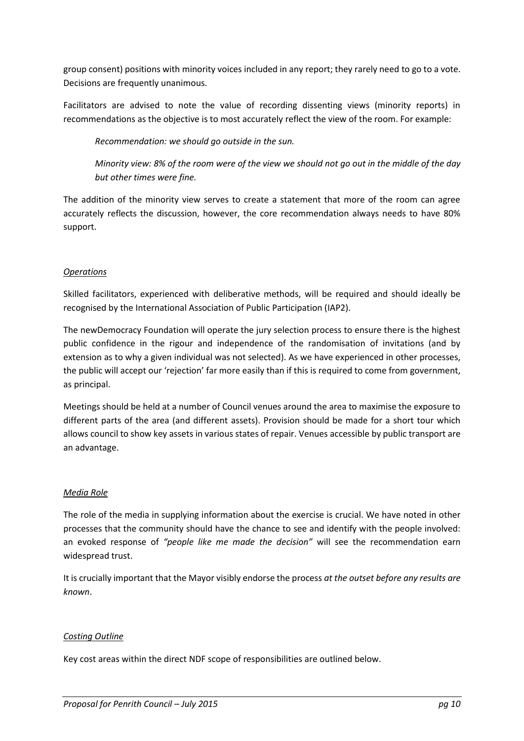group consent) positions with minority voices included in any report; they rarely need to go to a vote. Decisions are frequently unanimous.

Facilitators are advised to note the value of recording dissenting views (minority reports) in recommendations as the objective is to most accurately reflect the view of the room. For example:

> *Recommendation: we should go outside in the sun.*
>
> *Minority view: 8% of the room were of the view we should not go out in the middle of the day but other times were fine.*

The addition of the minority view serves to create a statement that more of the room can agree accurately reflects the discussion, however, the core recommendation always needs to have 80% support.

*Operations*

Skilled facilitators, experienced with deliberative methods, will be required and should ideally be recognised by the International Association of Public Participation (IAP2).

The newDemocracy Foundation will operate the jury selection process to ensure there is the highest public confidence in the rigour and independence of the randomisation of invitations (and by extension as to why a given individual was not selected). As we have experienced in other processes, the public will accept our 'rejection' far more easily than if this is required to come from government, as principal.

Meetings should be held at a number of Council venues around the area to maximise the exposure to different parts of the area (and different assets). Provision should be made for a short tour which allows council to show key assets in various states of repair. Venues accessible by public transport are an advantage.

*Media Role*

The role of the media in supplying information about the exercise is crucial. We have noted in other processes that the community should have the chance to see and identify with the people involved: an evoked response of *"people like me made the decision"* will see the recommendation earn widespread trust.

It is crucially important that the Mayor visibly endorse the process *at the outset before any results are known*.

*Costing Outline*

Key cost areas within the direct NDF scope of responsibilities are outlined below.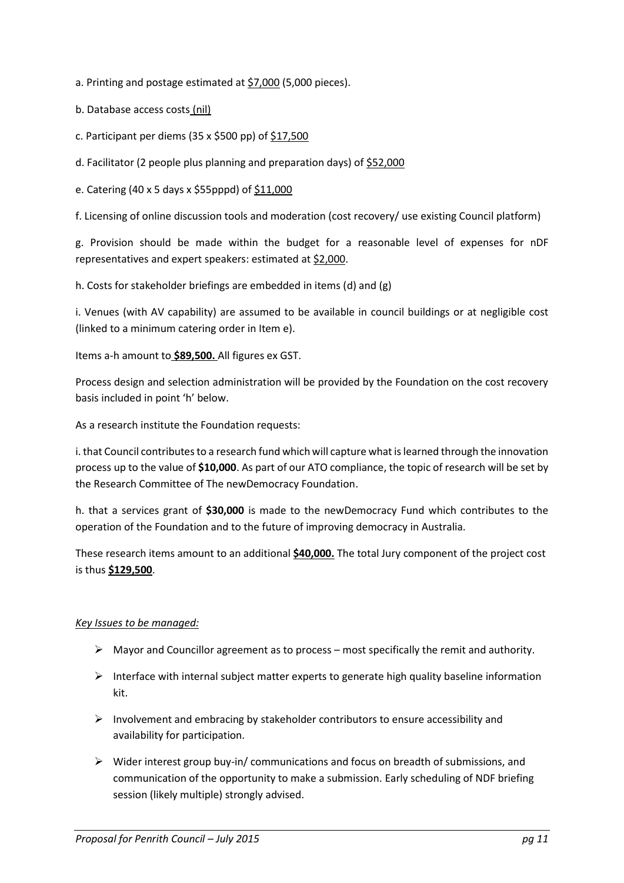a. Printing and postage estimated at $7,000 (5,000 pieces).

b. Database access costs (nil)

c. Participant per diems (35 x $500 pp) of $17,500

d. Facilitator (2 people plus planning and preparation days) of $52,000

e. Catering (40 x 5 days x $55pppd) of $11,000

f. Licensing of online discussion tools and moderation (cost recovery/ use existing Council platform)

g. Provision should be made within the budget for a reasonable level of expenses for nDF representatives and expert speakers: estimated at $2,000.

h. Costs for stakeholder briefings are embedded in items (d) and (g)

i. Venues (with AV capability) are assumed to be available in council buildings or at negligible cost (linked to a minimum catering order in Item e).

Items a-h amount to **$89,500.** All figures ex GST.

Process design and selection administration will be provided by the Foundation on the cost recovery basis included in point 'h' below.

As a research institute the Foundation requests:

i. that Council contributes to a research fund which will capture what is learned through the innovation process up to the value of **$10,000**. As part of our ATO compliance, the topic of research will be set by the Research Committee of The newDemocracy Foundation.

h. that a services grant of **$30,000** is made to the newDemocracy Fund which contributes to the operation of the Foundation and to the future of improving democracy in Australia.

These research items amount to an additional **$40,000.** The total Jury component of the project cost is thus **$129,500**.

*Key Issues to be managed:*

- Mayor and Councillor agreement as to process – most specifically the remit and authority.
- Interface with internal subject matter experts to generate high quality baseline information kit.
- Involvement and embracing by stakeholder contributors to ensure accessibility and availability for participation.
- Wider interest group buy-in/ communications and focus on breadth of submissions, and communication of the opportunity to make a submission. Early scheduling of NDF briefing session (likely multiple) strongly advised.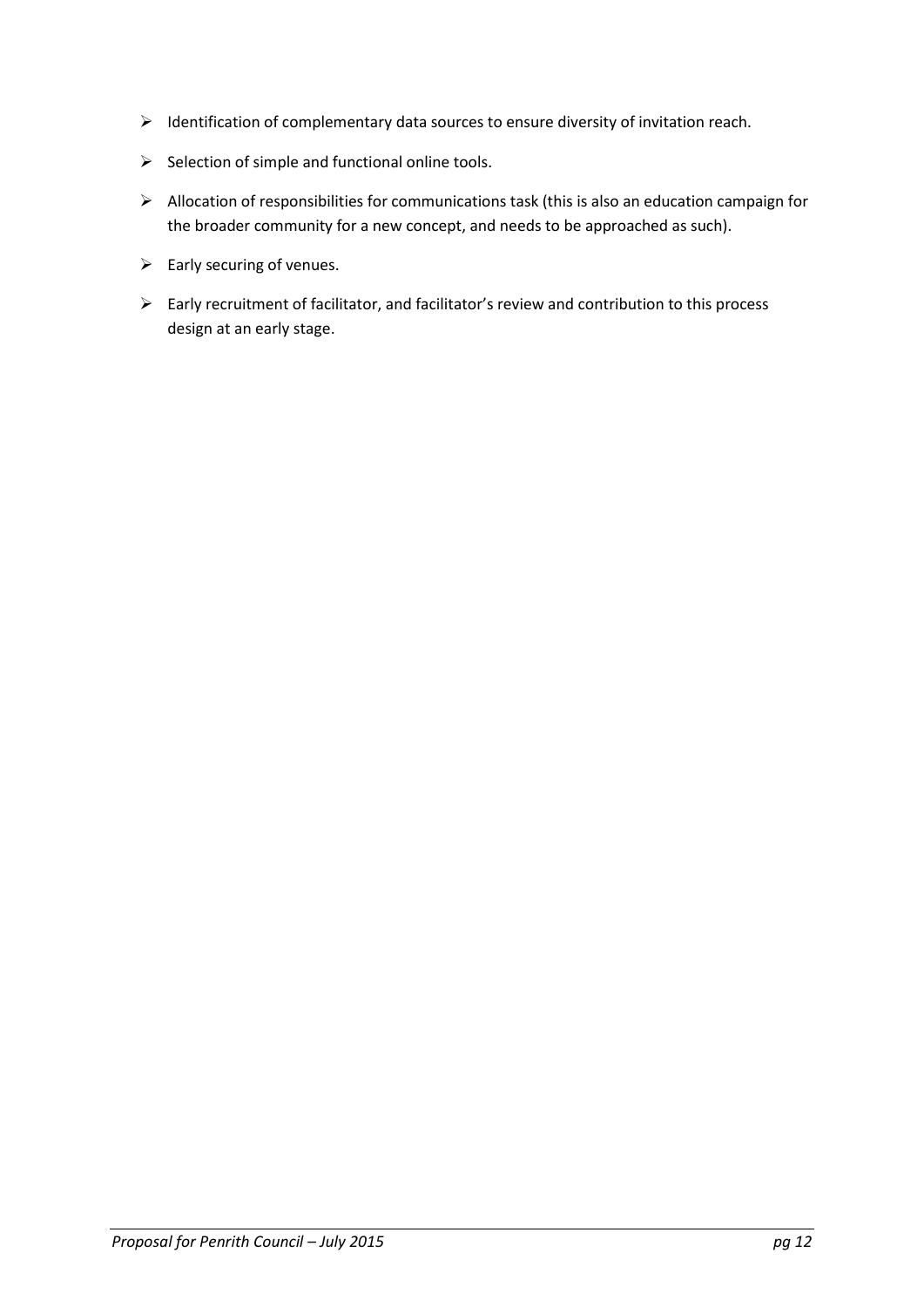- Identification of complementary data sources to ensure diversity of invitation reach.
- Selection of simple and functional online tools.
- Allocation of responsibilities for communications task (this is also an education campaign for the broader community for a new concept, and needs to be approached as such).
- Early securing of venues.
- Early recruitment of facilitator, and facilitator's review and contribution to this process design at an early stage.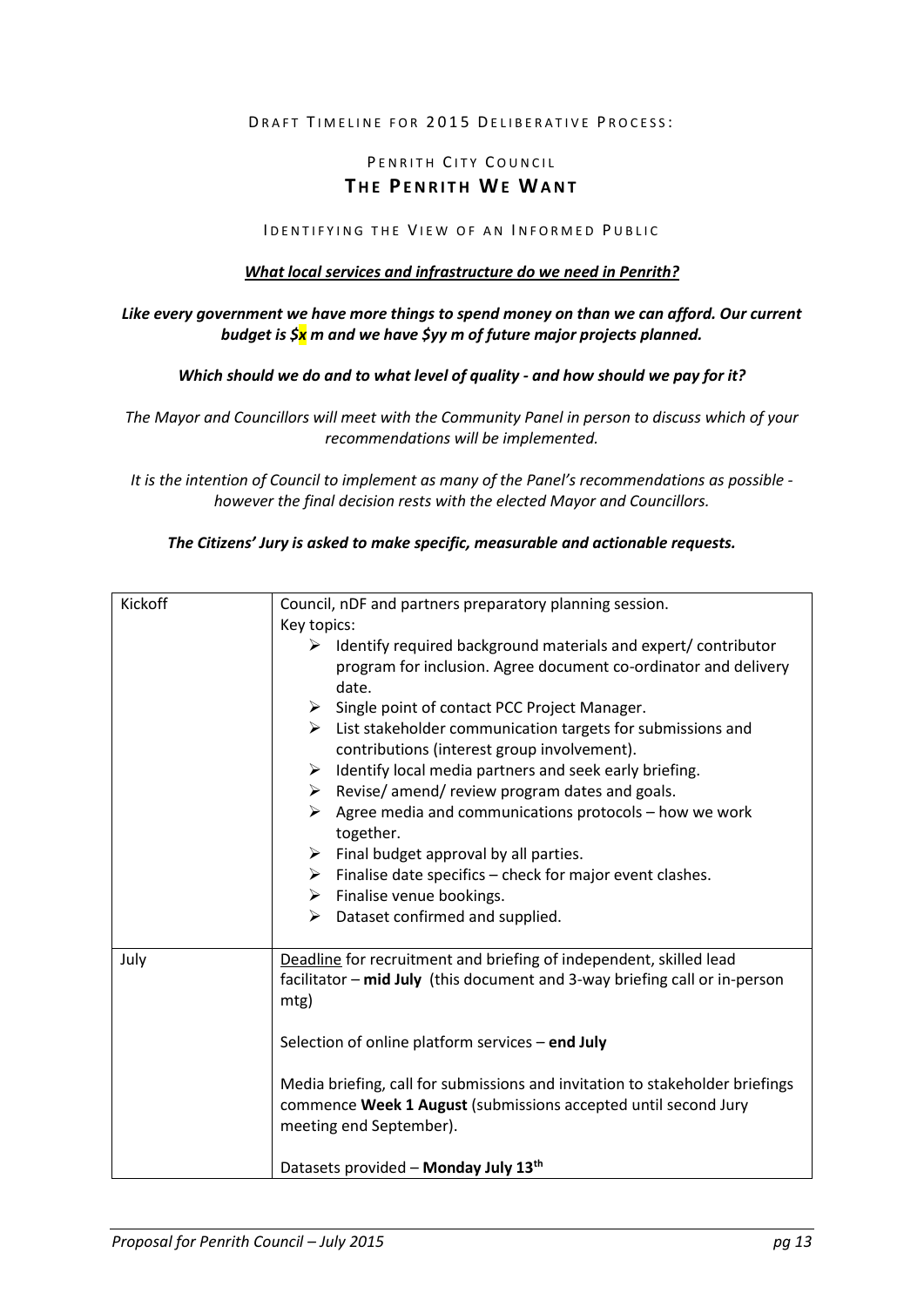DRAFT TIMELINE FOR 2015 DELIBERATIVE PROCESS:

PENRITH CITY COUNCIL

## THE PENRITH WE WANT

IDENTIFYING THE VIEW OF AN INFORMED PUBLIC

***What local services and infrastructure do we need in Penrith?***

***Like every government we have more things to spend money on than we can afford. Our current budget is $x m and we have $yy m of future major projects planned.***

***Which should we do and to what level of quality - and how should we pay for it?***

*The Mayor and Councillors will meet with the Community Panel in person to discuss which of your recommendations will be implemented.*

*It is the intention of Council to implement as many of the Panel's recommendations as possible - however the final decision rests with the elected Mayor and Councillors.*

***The Citizens' Jury is asked to make specific, measurable and actionable requests.***

| | |
|---|---|
| Kickoff | Council, nDF and partners preparatory planning session.<br>Key topics:<br>➢ Identify required background materials and expert/ contributor program for inclusion. Agree document co-ordinator and delivery date.<br>➢ Single point of contact PCC Project Manager.<br>➢ List stakeholder communication targets for submissions and contributions (interest group involvement).<br>➢ Identify local media partners and seek early briefing.<br>➢ Revise/ amend/ review program dates and goals.<br>➢ Agree media and communications protocols – how we work together.<br>➢ Final budget approval by all parties.<br>➢ Finalise date specifics – check for major event clashes.<br>➢ Finalise venue bookings.<br>➢ Dataset confirmed and supplied. |
| July | Deadline for recruitment and briefing of independent, skilled lead facilitator – **mid July** (this document and 3-way briefing call or in-person mtg)<br><br>Selection of online platform services – **end July**<br><br>Media briefing, call for submissions and invitation to stakeholder briefings commence **Week 1 August** (submissions accepted until second Jury meeting end September).<br><br>Datasets provided – **Monday July 13th** |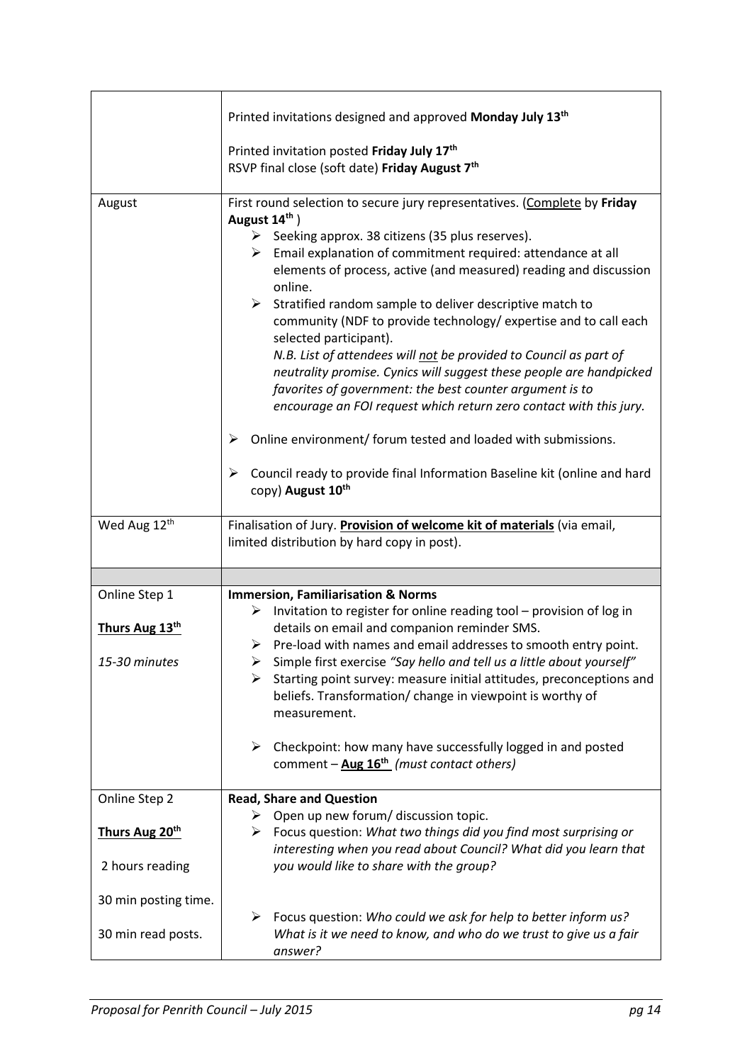| | |
|---|---|
| | Printed invitations designed and approved **Monday July 13th**<br><br>Printed invitation posted **Friday July 17th**<br>RSVP final close (soft date) **Friday August 7th** |
| August | First round selection to secure jury representatives. (Complete by **Friday August 14th** )<br>➢ Seeking approx. 38 citizens (35 plus reserves).<br>➢ Email explanation of commitment required: attendance at all elements of process, active (and measured) reading and discussion online.<br>➢ Stratified random sample to deliver descriptive match to community (NDF to provide technology/ expertise and to call each selected participant).<br>*N.B. List of attendees will not be provided to Council as part of neutrality promise. Cynics will suggest these people are handpicked favorites of government: the best counter argument is to encourage an FOI request which return zero contact with this jury.*<br><br>➢ Online environment/ forum tested and loaded with submissions.<br><br>➢ Council ready to provide final Information Baseline kit (online and hard copy) **August 10th** |
| Wed Aug 12th | Finalisation of Jury. **Provision of welcome kit of materials** (via email, limited distribution by hard copy in post). |
| | |
| Online Step 1<br><br>**Thurs Aug 13th**<br><br>*15-30 minutes* | **Immersion, Familiarisation & Norms**<br>➢ Invitation to register for online reading tool – provision of log in details on email and companion reminder SMS.<br>➢ Pre-load with names and email addresses to smooth entry point.<br>➢ Simple first exercise *"Say hello and tell us a little about yourself"*<br>➢ Starting point survey: measure initial attitudes, preconceptions and beliefs. Transformation/ change in viewpoint is worthy of measurement.<br><br>➢ Checkpoint: how many have successfully logged in and posted comment – **Aug 16th** *(must contact others)* |
| Online Step 2<br><br>**Thurs Aug 20th**<br><br>2 hours reading<br><br>30 min posting time.<br><br>30 min read posts. | **Read, Share and Question**<br>➢ Open up new forum/ discussion topic.<br>➢ Focus question: *What two things did you find most surprising or interesting when you read about Council? What did you learn that you would like to share with the group?*<br><br>➢ Focus question: *Who could we ask for help to better inform us? What is it we need to know, and who do we trust to give us a fair answer?* |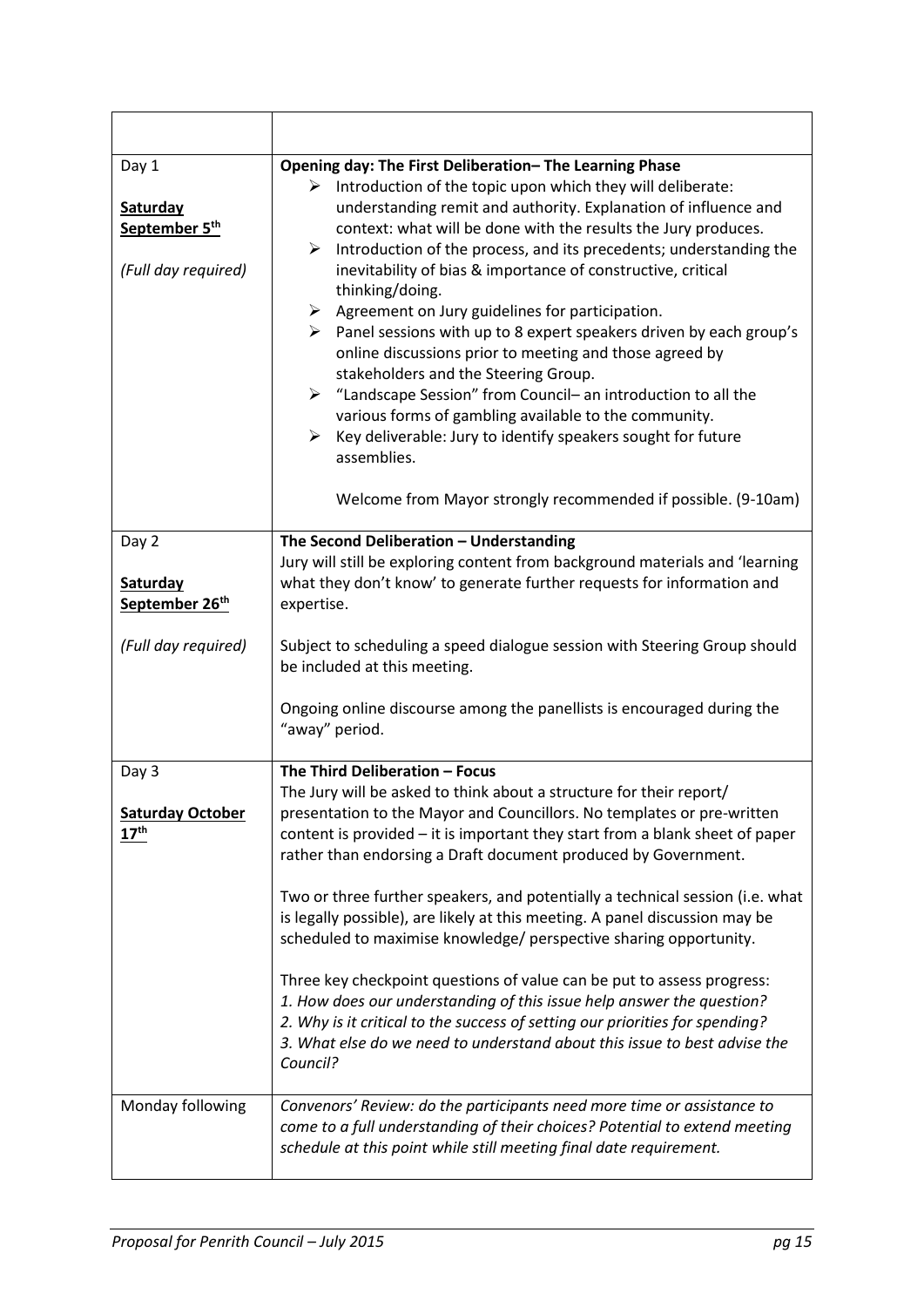| | |
|---|---|
| Day 1<br><br>**Saturday September 5th**<br><br>*(Full day required)* | **Opening day: The First Deliberation– The Learning Phase**<br>➢ Introduction of the topic upon which they will deliberate: understanding remit and authority. Explanation of influence and context: what will be done with the results the Jury produces.<br>➢ Introduction of the process, and its precedents; understanding the inevitability of bias & importance of constructive, critical thinking/doing.<br>➢ Agreement on Jury guidelines for participation.<br>➢ Panel sessions with up to 8 expert speakers driven by each group's online discussions prior to meeting and those agreed by stakeholders and the Steering Group.<br>➢ "Landscape Session" from Council– an introduction to all the various forms of gambling available to the community.<br>➢ Key deliverable: Jury to identify speakers sought for future assemblies.<br><br>Welcome from Mayor strongly recommended if possible. (9-10am) |
| Day 2<br><br>**Saturday September 26th**<br><br>*(Full day required)* | **The Second Deliberation – Understanding**<br>Jury will still be exploring content from background materials and 'learning what they don't know' to generate further requests for information and expertise.<br><br>Subject to scheduling a speed dialogue session with Steering Group should be included at this meeting.<br><br>Ongoing online discourse among the panellists is encouraged during the "away" period. |
| Day 3<br><br>**Saturday October 17th** | **The Third Deliberation – Focus**<br>The Jury will be asked to think about a structure for their report/ presentation to the Mayor and Councillors. No templates or pre-written content is provided – it is important they start from a blank sheet of paper rather than endorsing a Draft document produced by Government.<br><br>Two or three further speakers, and potentially a technical session (i.e. what is legally possible), are likely at this meeting. A panel discussion may be scheduled to maximise knowledge/ perspective sharing opportunity.<br><br>Three key checkpoint questions of value can be put to assess progress:<br>*1. How does our understanding of this issue help answer the question?*<br>*2. Why is it critical to the success of setting our priorities for spending?*<br>*3. What else do we need to understand about this issue to best advise the Council?* |
| Monday following | *Convenors' Review: do the participants need more time or assistance to come to a full understanding of their choices? Potential to extend meeting schedule at this point while still meeting final date requirement.* |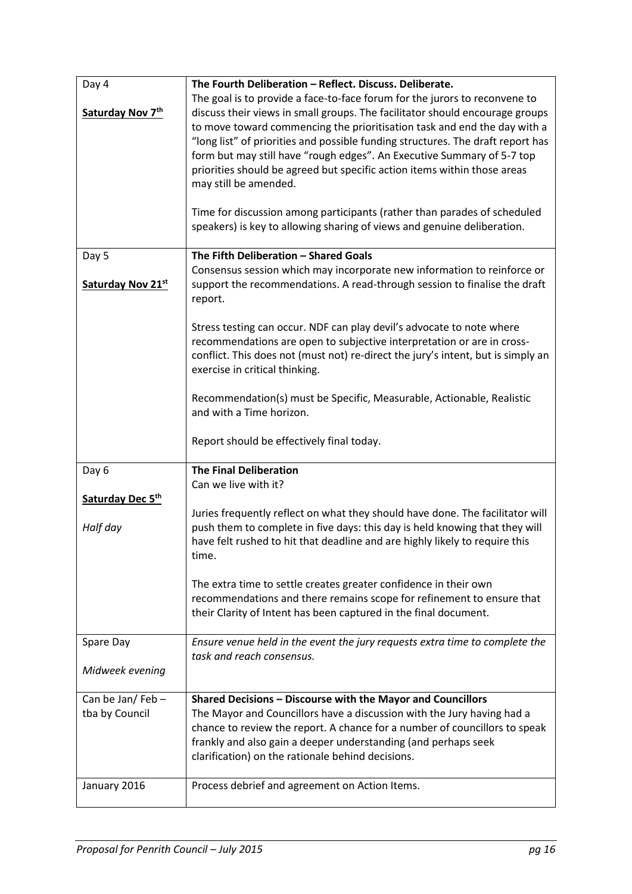| | |
|---|---|
| Day 4<br><br>**Saturday Nov 7th** | **The Fourth Deliberation – Reflect. Discuss. Deliberate.**<br>The goal is to provide a face-to-face forum for the jurors to reconvene to discuss their views in small groups. The facilitator should encourage groups to move toward commencing the prioritisation task and end the day with a "long list" of priorities and possible funding structures. The draft report has form but may still have "rough edges". An Executive Summary of 5-7 top priorities should be agreed but specific action items within those areas may still be amended.<br><br>Time for discussion among participants (rather than parades of scheduled speakers) is key to allowing sharing of views and genuine deliberation. |
| Day 5<br><br>**Saturday Nov 21st** | **The Fifth Deliberation – Shared Goals**<br>Consensus session which may incorporate new information to reinforce or support the recommendations. A read-through session to finalise the draft report.<br><br>Stress testing can occur. NDF can play devil's advocate to note where recommendations are open to subjective interpretation or are in cross-conflict. This does not (must not) re-direct the jury's intent, but is simply an exercise in critical thinking.<br><br>Recommendation(s) must be Specific, Measurable, Actionable, Realistic and with a Time horizon.<br><br>Report should be effectively final today. |
| Day 6<br><br>**Saturday Dec 5th**<br><br>*Half day* | **The Final Deliberation**<br>Can we live with it?<br><br>Juries frequently reflect on what they should have done. The facilitator will push them to complete in five days: this day is held knowing that they will have felt rushed to hit that deadline and are highly likely to require this time.<br><br>The extra time to settle creates greater confidence in their own recommendations and there remains scope for refinement to ensure that their Clarity of Intent has been captured in the final document. |
| Spare Day<br><br>*Midweek evening* | *Ensure venue held in the event the jury requests extra time to complete the task and reach consensus.* |
| Can be Jan/ Feb – tba by Council | **Shared Decisions – Discourse with the Mayor and Councillors**<br>The Mayor and Councillors have a discussion with the Jury having had a chance to review the report. A chance for a number of councillors to speak frankly and also gain a deeper understanding (and perhaps seek clarification) on the rationale behind decisions. |
| January 2016 | Process debrief and agreement on Action Items. |